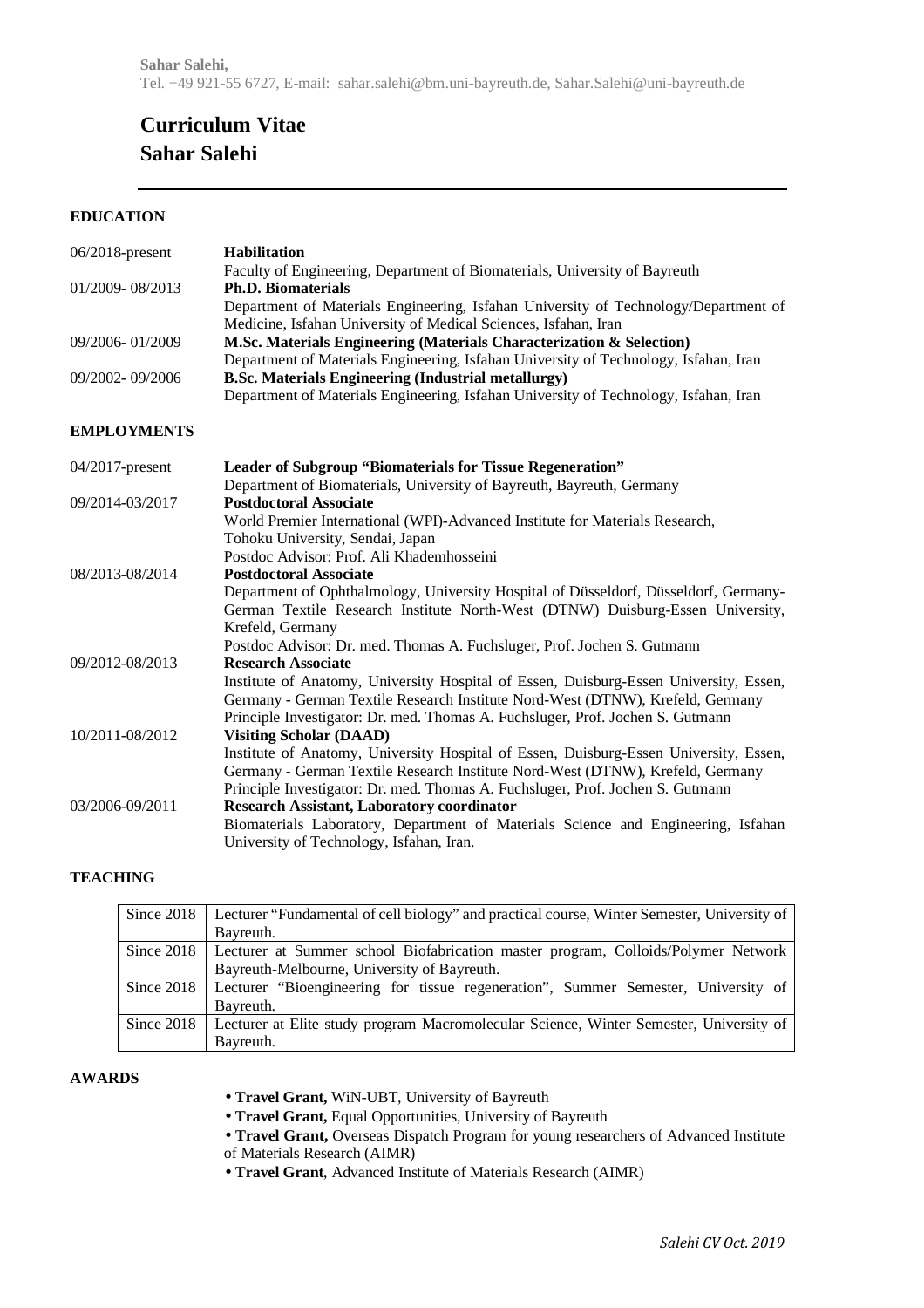**Sahar Salehi,**
Tel. +49 921-55 6727, E-mail: sahar.salehi@bm.uni-bayreuth.de, Sahar.Salehi@uni-bayreuth.de

# Curriculum Vitae
# Sahar Salehi

---

## EDUCATION

06/2018-present **Habilitation**
Faculty of Engineering, Department of Biomaterials, University of Bayreuth

01/2009- 08/2013 **Ph.D. Biomaterials**
Department of Materials Engineering, Isfahan University of Technology/Department of Medicine, Isfahan University of Medical Sciences, Isfahan, Iran

09/2006- 01/2009 **M.Sc. Materials Engineering (Materials Characterization & Selection)**
Department of Materials Engineering, Isfahan University of Technology, Isfahan, Iran

09/2002- 09/2006 **B.Sc. Materials Engineering (Industrial metallurgy)**
Department of Materials Engineering, Isfahan University of Technology, Isfahan, Iran

## EMPLOYMENTS

04/2017-present **Leader of Subgroup "Biomaterials for Tissue Regeneration"**
Department of Biomaterials, University of Bayreuth, Bayreuth, Germany

09/2014-03/2017 **Postdoctoral Associate**
World Premier International (WPI)-Advanced Institute for Materials Research, Tohoku University, Sendai, Japan
Postdoc Advisor: Prof. Ali Khademhosseini

08/2013-08/2014 **Postdoctoral Associate**
Department of Ophthalmology, University Hospital of Düsseldorf, Düsseldorf, Germany-German Textile Research Institute North-West (DTNW) Duisburg-Essen University, Krefeld, Germany
Postdoc Advisor: Dr. med. Thomas A. Fuchsluger, Prof. Jochen S. Gutmann

09/2012-08/2013 **Research Associate**
Institute of Anatomy, University Hospital of Essen, Duisburg-Essen University, Essen, Germany - German Textile Research Institute Nord-West (DTNW), Krefeld, Germany
Principle Investigator: Dr. med. Thomas A. Fuchsluger, Prof. Jochen S. Gutmann

10/2011-08/2012 **Visiting Scholar (DAAD)**
Institute of Anatomy, University Hospital of Essen, Duisburg-Essen University, Essen, Germany - German Textile Research Institute Nord-West (DTNW), Krefeld, Germany
Principle Investigator: Dr. med. Thomas A. Fuchsluger, Prof. Jochen S. Gutmann

03/2006-09/2011 **Research Assistant, Laboratory coordinator**
Biomaterials Laboratory, Department of Materials Science and Engineering, Isfahan University of Technology, Isfahan, Iran.

## TEACHING

| | |
|---|---|
| Since 2018 | Lecturer "Fundamental of cell biology" and practical course, Winter Semester, University of Bayreuth. |
| Since 2018 | Lecturer at Summer school Biofabrication master program, Colloids/Polymer Network Bayreuth-Melbourne, University of Bayreuth. |
| Since 2018 | Lecturer "Bioengineering for tissue regeneration", Summer Semester, University of Bayreuth. |
| Since 2018 | Lecturer at Elite study program Macromolecular Science, Winter Semester, University of Bayreuth. |

## AWARDS

- **Travel Grant,** WiN-UBT, University of Bayreuth
- **Travel Grant,** Equal Opportunities, University of Bayreuth
- **Travel Grant,** Overseas Dispatch Program for young researchers of Advanced Institute of Materials Research (AIMR)
- **Travel Grant**, Advanced Institute of Materials Research (AIMR)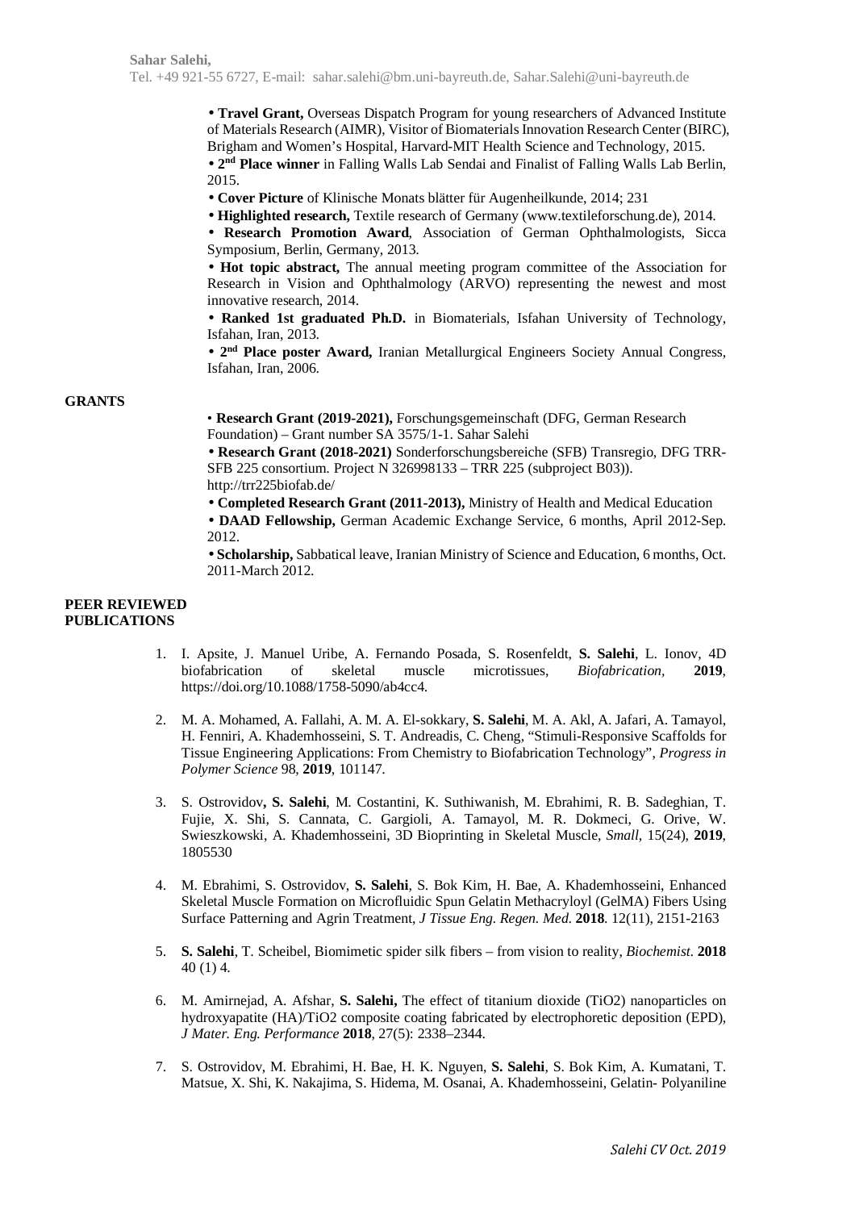- **Travel Grant,** Overseas Dispatch Program for young researchers of Advanced Institute of Materials Research (AIMR), Visitor of Biomaterials Innovation Research Center (BIRC), Brigham and Women's Hospital, Harvard-MIT Health Science and Technology, 2015.
- **2nd Place winner** in Falling Walls Lab Sendai and Finalist of Falling Walls Lab Berlin, 2015.
- **Cover Picture** of Klinische Monats blätter für Augenheilkunde, 2014; 231
- **Highlighted research,** Textile research of Germany (www.textileforschung.de), 2014.
- **Research Promotion Award**, Association of German Ophthalmologists, Sicca Symposium, Berlin, Germany, 2013.
- **Hot topic abstract,** The annual meeting program committee of the Association for Research in Vision and Ophthalmology (ARVO) representing the newest and most innovative research, 2014.
- **Ranked 1st graduated Ph.D.** in Biomaterials, Isfahan University of Technology, Isfahan, Iran, 2013.
- **2nd Place poster Award,** Iranian Metallurgical Engineers Society Annual Congress, Isfahan, Iran, 2006.

## GRANTS

- **Research Grant (2019-2021),** Forschungsgemeinschaft (DFG, German Research Foundation) – Grant number SA 3575/1-1. Sahar Salehi
- **Research Grant (2018-2021)** Sonderforschungsbereiche (SFB) Transregio, DFG TRR-SFB 225 consortium. Project N 326998133 – TRR 225 (subproject B03)). http://trr225biofab.de/
- **Completed Research Grant (2011-2013),** Ministry of Health and Medical Education
- **DAAD Fellowship,** German Academic Exchange Service, 6 months, April 2012-Sep. 2012.
- **Scholarship,** Sabbatical leave, Iranian Ministry of Science and Education, 6 months, Oct. 2011-March 2012.

## PEER REVIEWED PUBLICATIONS

1. I. Apsite, J. Manuel Uribe, A. Fernando Posada, S. Rosenfeldt, **S. Salehi**, L. Ionov, 4D biofabrication of skeletal muscle microtissues, *Biofabrication*, **2019**, https://doi.org/10.1088/1758-5090/ab4cc4.

2. M. A. Mohamed, A. Fallahi, A. M. A. El-sokkary, **S. Salehi**, M. A. Akl, A. Jafari, A. Tamayol, H. Fenniri, A. Khademhosseini, S. T. Andreadis, C. Cheng, "Stimuli-Responsive Scaffolds for Tissue Engineering Applications: From Chemistry to Biofabrication Technology", *Progress in Polymer Science* 98, **2019**, 101147.

3. S. Ostrovidov**, S. Salehi**, M. Costantini, K. Suthiwanish, M. Ebrahimi, R. B. Sadeghian, T. Fujie, X. Shi, S. Cannata, C. Gargioli, A. Tamayol, M. R. Dokmeci, G. Orive, W. Swieszkowski, A. Khademhosseini, 3D Bioprinting in Skeletal Muscle, *Small*, 15(24), **2019**, 1805530

4. M. Ebrahimi, S. Ostrovidov, **S. Salehi**, S. Bok Kim, H. Bae, A. Khademhosseini, Enhanced Skeletal Muscle Formation on Microfluidic Spun Gelatin Methacryloyl (GelMA) Fibers Using Surface Patterning and Agrin Treatment, *J Tissue Eng. Regen. Med.* **2018**. 12(11), 2151-2163

5. **S. Salehi**, T. Scheibel, Biomimetic spider silk fibers – from vision to reality, *Biochemist.* **2018** 40 (1) 4.

6. M. Amirnejad, A. Afshar, **S. Salehi,** The effect of titanium dioxide ($TiO_2$) nanoparticles on hydroxyapatite (HA)/$TiO_2$ composite coating fabricated by electrophoretic deposition (EPD), *J Mater. Eng. Performance* **2018**, 27(5): 2338–2344.

7. S. Ostrovidov, M. Ebrahimi, H. Bae, H. K. Nguyen, **S. Salehi**, S. Bok Kim, A. Kumatani, T. Matsue, X. Shi, K. Nakajima, S. Hidema, M. Osanai, A. Khademhosseini, Gelatin- Polyaniline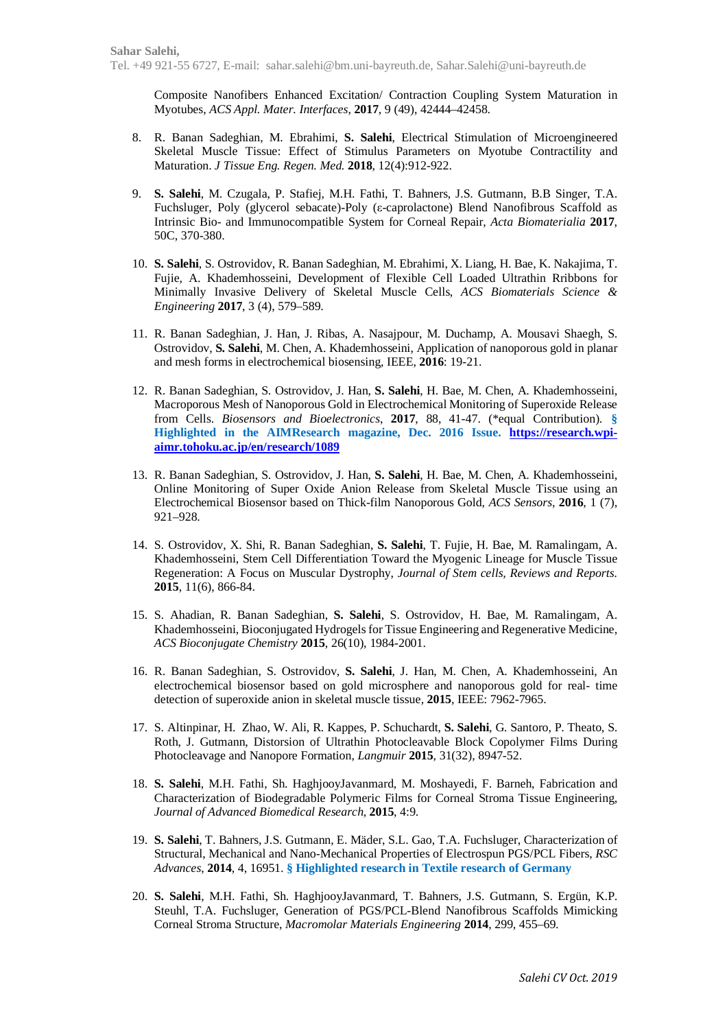Composite Nanofibers Enhanced Excitation/ Contraction Coupling System Maturation in Myotubes, *ACS Appl. Mater. Interfaces*, **2017**, 9 (49), 42444–42458.

8. R. Banan Sadeghian, M. Ebrahimi, **S. Salehi**, Electrical Stimulation of Microengineered Skeletal Muscle Tissue: Effect of Stimulus Parameters on Myotube Contractility and Maturation. *J Tissue Eng. Regen. Med.* **2018**, 12(4):912-922.

9. **S. Salehi**, M. Czugala, P. Stafiej, M.H. Fathi, T. Bahners, J.S. Gutmann, B.B Singer, T.A. Fuchsluger, Poly (glycerol sebacate)-Poly (ε-caprolactone) Blend Nanofibrous Scaffold as Intrinsic Bio- and Immunocompatible System for Corneal Repair, *Acta Biomaterialia* **2017**, 50C, 370-380.

10. **S. Salehi**, S. Ostrovidov, R. Banan Sadeghian, M. Ebrahimi, X. Liang, H. Bae, K. Nakajima, T. Fujie, A. Khademhosseini, Development of Flexible Cell Loaded Ultrathin Rribbons for Minimally Invasive Delivery of Skeletal Muscle Cells, *ACS Biomaterials Science & Engineering* **2017**, 3 (4), 579–589.

11. R. Banan Sadeghian, J. Han, J. Ribas, A. Nasajpour, M. Duchamp, A. Mousavi Shaegh, S. Ostrovidov, **S. Salehi**, M. Chen, A. Khademhosseini, Application of nanoporous gold in planar and mesh forms in electrochemical biosensing, IEEE, **2016**: 19-21.

12. R. Banan Sadeghian, S. Ostrovidov, J. Han, **S. Salehi**, H. Bae, M. Chen, A. Khademhosseini, Macroporous Mesh of Nanoporous Gold in Electrochemical Monitoring of Superoxide Release from Cells. *Biosensors and Bioelectronics*, **2017**, 88, 41-47. (*equal Contribution). **§ Highlighted in the AIMResearch magazine, Dec. 2016 Issue. https://research.wpi-aimr.tohoku.ac.jp/en/research/1089**

13. R. Banan Sadeghian, S. Ostrovidov, J. Han, **S. Salehi**, H. Bae, M. Chen, A. Khademhosseini, Online Monitoring of Super Oxide Anion Release from Skeletal Muscle Tissue using an Electrochemical Biosensor based on Thick-film Nanoporous Gold, *ACS Sensors*, **2016**, 1 (7), 921–928.

14. S. Ostrovidov, X. Shi, R. Banan Sadeghian, **S. Salehi**, T. Fujie, H. Bae, M. Ramalingam, A. Khademhosseini, Stem Cell Differentiation Toward the Myogenic Lineage for Muscle Tissue Regeneration: A Focus on Muscular Dystrophy, *Journal of Stem cells, Reviews and Reports.* **2015**, 11(6), 866-84.

15. S. Ahadian, R. Banan Sadeghian, **S. Salehi**, S. Ostrovidov, H. Bae, M. Ramalingam, A. Khademhosseini, Bioconjugated Hydrogels for Tissue Engineering and Regenerative Medicine, *ACS Bioconjugate Chemistry* **2015**, 26(10), 1984-2001.

16. R. Banan Sadeghian, S. Ostrovidov, **S. Salehi**, J. Han, M. Chen, A. Khademhosseini, An electrochemical biosensor based on gold microsphere and nanoporous gold for real- time detection of superoxide anion in skeletal muscle tissue, **2015**, IEEE: 7962-7965.

17. S. Altinpinar, H. Zhao, W. Ali, R. Kappes, P. Schuchardt, **S. Salehi**, G. Santoro, P. Theato, S. Roth, J. Gutmann, Distorsion of Ultrathin Photocleavable Block Copolymer Films During Photocleavage and Nanopore Formation, *Langmuir* **2015**, 31(32), 8947-52.

18. **S. Salehi**, M.H. Fathi, Sh. HaghjooyJavanmard, M. Moshayedi, F. Barneh, Fabrication and Characterization of Biodegradable Polymeric Films for Corneal Stroma Tissue Engineering, *Journal of Advanced Biomedical Research*, **2015**, 4:9.

19. **S. Salehi**, T. Bahners, J.S. Gutmann, E. Mäder, S.L. Gao, T.A. Fuchsluger, Characterization of Structural, Mechanical and Nano-Mechanical Properties of Electrospun PGS/PCL Fibers, *RSC Advances*, **2014**, 4, 16951. **§ Highlighted research in Textile research of Germany**

20. **S. Salehi**, M.H. Fathi, Sh. HaghjooyJavanmard, T. Bahners, J.S. Gutmann, S. Ergün, K.P. Steuhl, T.A. Fuchsluger, Generation of PGS/PCL-Blend Nanofibrous Scaffolds Mimicking Corneal Stroma Structure, *Macromolar Materials Engineering* **2014**, 299, 455–69.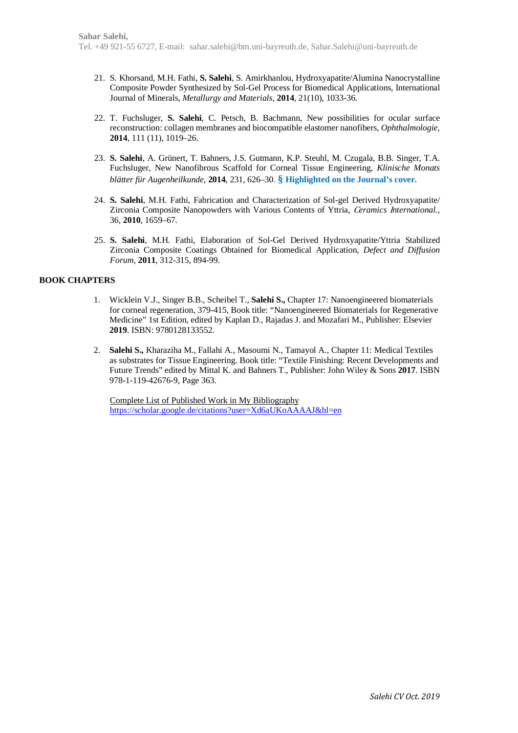21. S. Khorsand, M.H. Fathi, **S. Salehi**, S. Amirkhanlou, Hydroxyapatite/Alumina Nanocrystalline Composite Powder Synthesized by Sol-Gel Process for Biomedical Applications, International Journal of Minerals, *Metallurgy and Materials*, **2014**, 21(10), 1033-36.

22. T. Fuchsluger, **S. Salehi**, C. Petsch, B. Bachmann, New possibilities for ocular surface reconstruction: collagen membranes and biocompatible elastomer nanofibers, *Ophthalmologie*, **2014**, 111 (11), 1019–26.

23. **S. Salehi**, A. Grünert, T. Bahners, J.S. Gutmann, K.P. Steuhl, M. Czugala, B.B. Singer, T.A. Fuchsluger, New Nanofibrous Scaffold for Corneal Tissue Engineering, *Klinische Monats blätter für Augenheilkunde*, **2014**, 231, 626–30. **§ Highlighted on the Journal's cover.**

24. **S. Salehi**, M.H. Fathi, Fabrication and Characterization of Sol-gel Derived Hydroxyapatite/ Zirconia Composite Nanopowders with Various Contents of Yttria, *Ceramics International.*, 36, **2010**, 1659–67.

25. **S. Salehi**, M.H. Fathi, Elaboration of Sol-Gel Derived Hydroxyapatite/Yttria Stabilized Zirconia Composite Coatings Obtained for Biomedical Application, *Defect and Diffusion Forum*, **2011**, 312-315, 894-99.

## BOOK CHAPTERS

1. Wicklein V.J., Singer B.B., Scheibel T., **Salehi S.,** Chapter 17: Nanoengineered biomaterials for corneal regeneration, 379-415, Book title: "Nanoengineered Biomaterials for Regenerative Medicine" 1st Edition, edited by Kaplan D., Rajadas J. and Mozafari M., Publisher: Elsevier **2019**. ISBN: 9780128133552.

2. **Salehi S.,** Kharaziha M., Fallahi A., Masoumi N., Tamayol A., Chapter 11: Medical Textiles as substrates for Tissue Engineering. Book title: "Textile Finishing: Recent Developments and Future Trends" edited by Mittal K. and Bahners T., Publisher: John Wiley & Sons **2017**. ISBN 978-1-119-42676-9, Page 363.

   Complete List of Published Work in My Bibliography
   https://scholar.google.de/citations?user=Xd6aUKoAAAAJ&hl=en